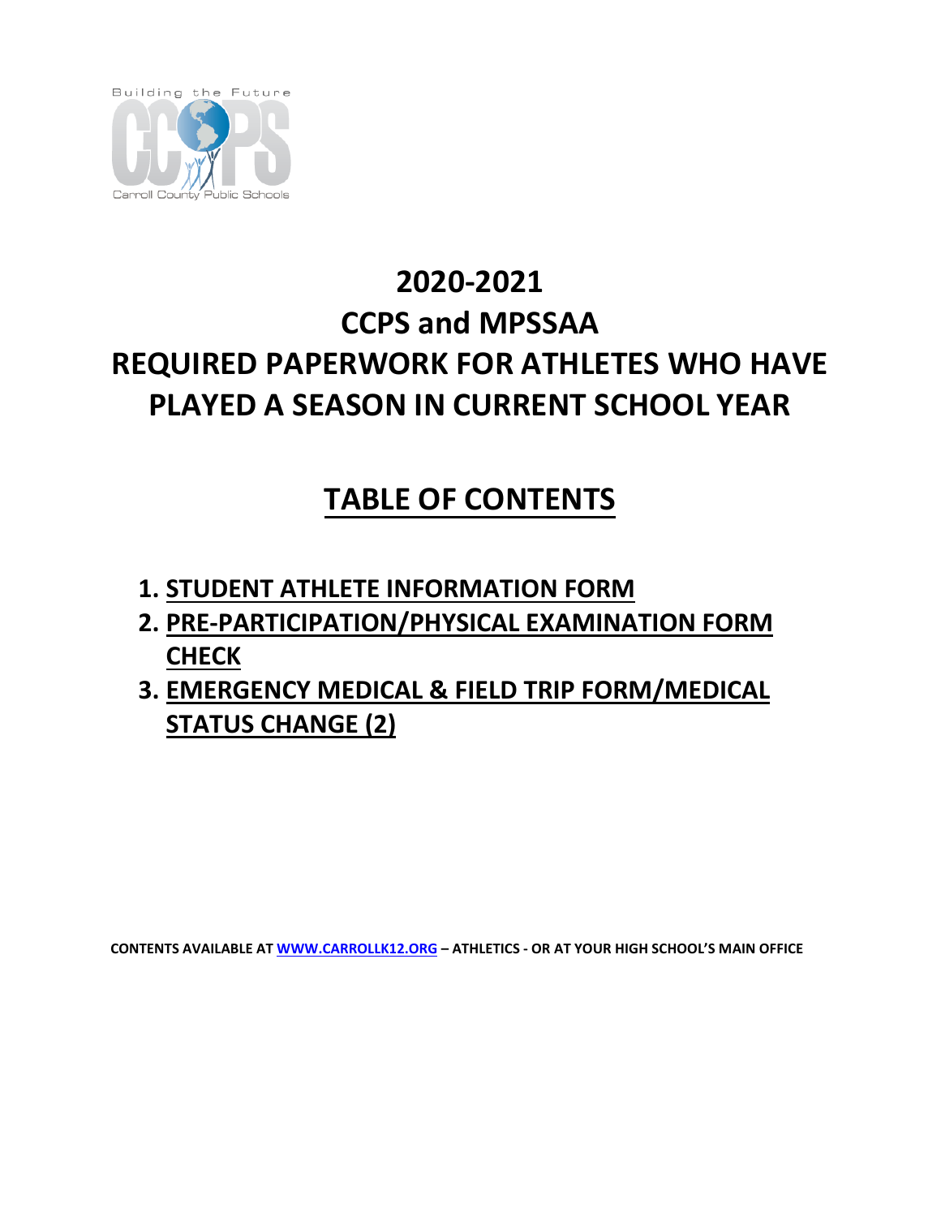Building the Future

Carroll County Public Schools

# 2020-2021
# CCPS and MPSSAA
# REQUIRED PAPERWORK FOR ATHLETES WHO HAVE PLAYED A SEASON IN CURRENT SCHOOL YEAR

## TABLE OF CONTENTS

1. **STUDENT ATHLETE INFORMATION FORM**
2. **PRE-PARTICIPATION/PHYSICAL EXAMINATION FORM CHECK**
3. **EMERGENCY MEDICAL & FIELD TRIP FORM/MEDICAL STATUS CHANGE (2)**

**CONTENTS AVAILABLE AT [WWW.CARROLLK12.ORG](http://www.carrollk12.org) – ATHLETICS - OR AT YOUR HIGH SCHOOL'S MAIN OFFICE**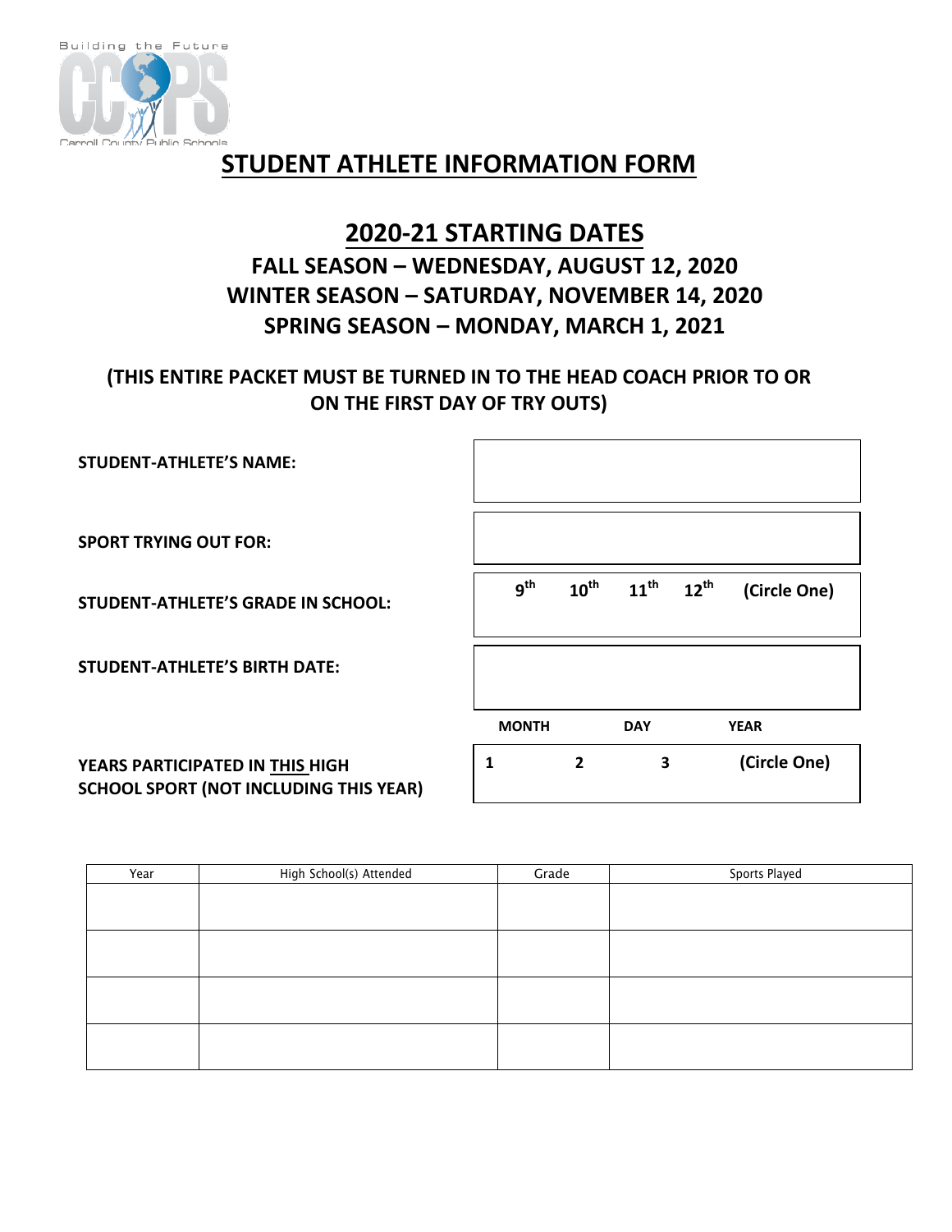Building the Future

CCPS

Carroll County Public Schools

# STUDENT ATHLETE INFORMATION FORM

## 2020-21 STARTING DATES

### FALL SEASON – WEDNESDAY, AUGUST 12, 2020
### WINTER SEASON – SATURDAY, NOVEMBER 14, 2020
### SPRING SEASON – MONDAY, MARCH 1, 2021

**(THIS ENTIRE PACKET MUST BE TURNED IN TO THE HEAD COACH PRIOR TO OR ON THE FIRST DAY OF TRY OUTS)**

| | |
|---|---|
| **STUDENT-ATHLETE'S NAME:** | |
| **SPORT TRYING OUT FOR:** | |
| **STUDENT-ATHLETE'S GRADE IN SCHOOL:** | $9^{th}$ $10^{th}$ $11^{th}$ $12^{th}$ (Circle One) |
| **STUDENT-ATHLETE'S BIRTH DATE:** | |
| | MONTH DAY YEAR |
| **YEARS PARTICIPATED IN THIS HIGH SCHOOL SPORT (NOT INCLUDING THIS YEAR)** | 1 2 3 (Circle One) |

| Year | High School(s) Attended | Grade | Sports Played |
|---|---|---|---|
| | | | |
| | | | |
| | | | |
| | | | |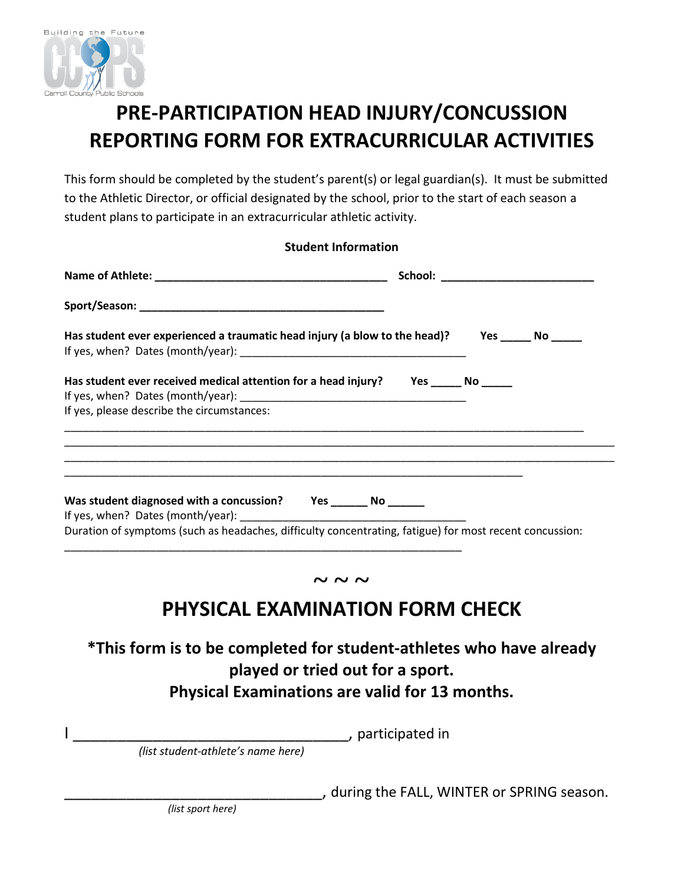# PRE-PARTICIPATION HEAD INJURY/CONCUSSION REPORTING FORM FOR EXTRACURRICULAR ACTIVITIES

This form should be completed by the student's parent(s) or legal guardian(s). It must be submitted to the Athletic Director, or official designated by the school, prior to the start of each season a student plans to participate in an extracurricular athletic activity.

**Student Information**

**Name of Athlete:** ______________________________________ **School:** _________________________

**Sport/Season:** ________________________________________

**Has student ever experienced a traumatic head injury (a blow to the head)?** **Yes** _____ **No** _____
If yes, when? Dates (month/year): _____________________________________

**Has student ever received medical attention for a head injury?** **Yes** _____ **No** _____
If yes, when? Dates (month/year): _____________________________________
If yes, please describe the circumstances:
_____________________________________________________________________________________
_____________________________________________________________________________________
_____________________________________________________________________________________
_____________________________________________________________________________

**Was student diagnosed with a concussion?** **Yes** ______ **No** ______
If yes, when? Dates (month/year): _____________________________________
Duration of symptoms (such as headaches, difficulty concentrating, fatigue) for most recent concussion:
_________________________________________________________________

~ ~ ~

## PHYSICAL EXAMINATION FORM CHECK

### *This form is to be completed for student-athletes who have already played or tried out for a sport. Physical Examinations are valid for 13 months.

I __________________________________, participated in
*(list student-athlete's name here)*

________________________________, during the FALL, WINTER or SPRING season.
*(list sport here)*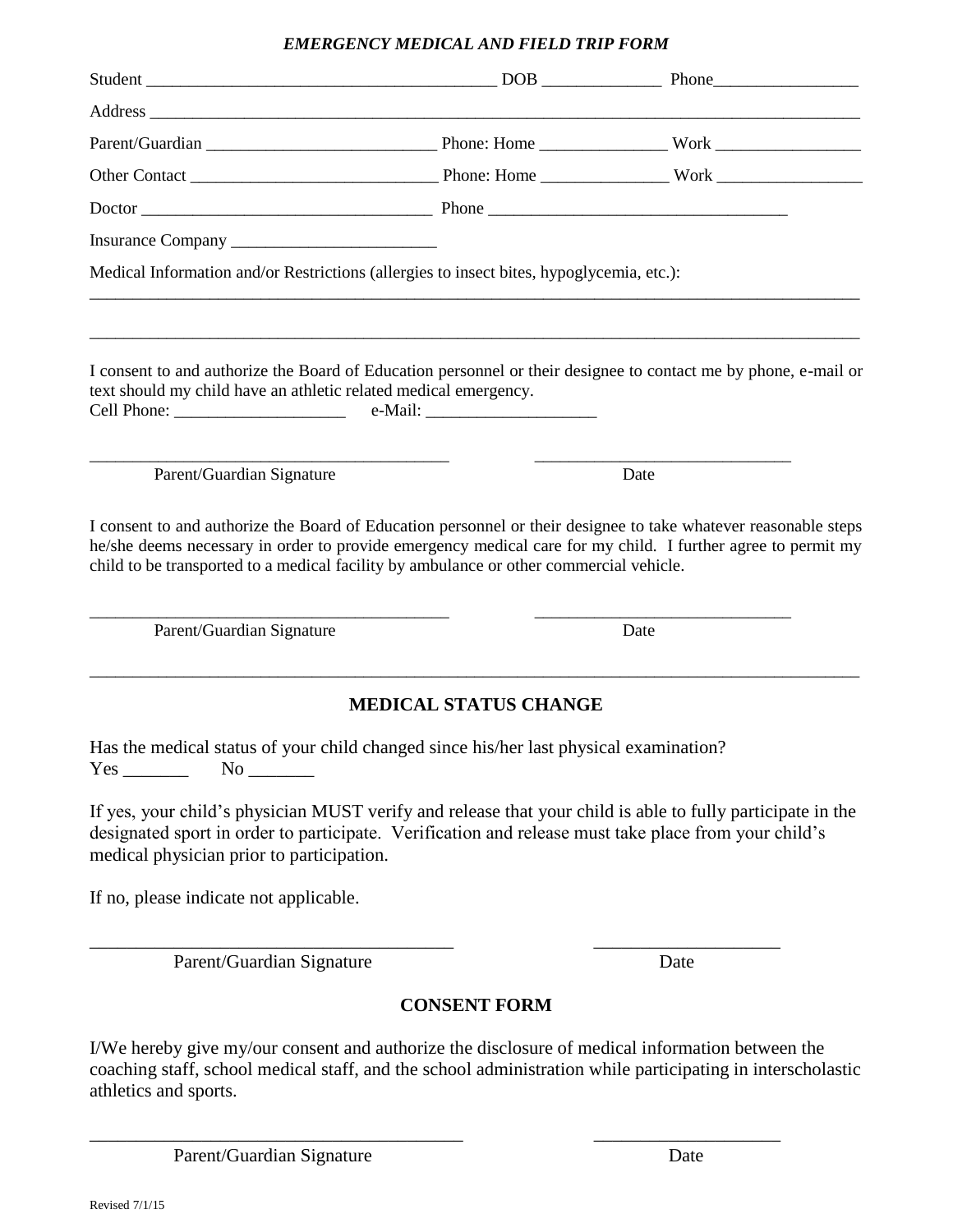*EMERGENCY MEDICAL AND FIELD TRIP FORM*

Student _________________________________________ DOB ______________ Phone_________________

Address _____________________________________________________________________________________

Parent/Guardian ___________________________ Phone: Home _______________ Work _________________

Other Contact _____________________________ Phone: Home _______________ Work _________________

Doctor ___________________________________ Phone ___________________________________

Insurance Company ________________________

Medical Information and/or Restrictions (allergies to insect bites, hypoglycemia, etc.):

_____________________________________________________________________________________________

_____________________________________________________________________________________________

I consent to and authorize the Board of Education personnel or their designee to contact me by phone, e-mail or text should my child have an athletic related medical emergency.
Cell Phone: ____________________ e-Mail: ____________________

__________________________________________ ______________________________
Parent/Guardian Signature Date

I consent to and authorize the Board of Education personnel or their designee to take whatever reasonable steps he/she deems necessary in order to provide emergency medical care for my child. I further agree to permit my child to be transported to a medical facility by ambulance or other commercial vehicle.

__________________________________________ ______________________________
Parent/Guardian Signature Date

_____________________________________________________________________________________________

## MEDICAL STATUS CHANGE

Has the medical status of your child changed since his/her last physical examination?
Yes _______ No _______

If yes, your child's physician MUST verify and release that your child is able to fully participate in the designated sport in order to participate. Verification and release must take place from your child's medical physician prior to participation.

If no, please indicate not applicable.

________________________________________ ____________________
Parent/Guardian Signature Date

## CONSENT FORM

I/We hereby give my/our consent and authorize the disclosure of medical information between the coaching staff, school medical staff, and the school administration while participating in interscholastic athletics and sports.

_________________________________________ ____________________
Parent/Guardian Signature Date

Revised 7/1/15